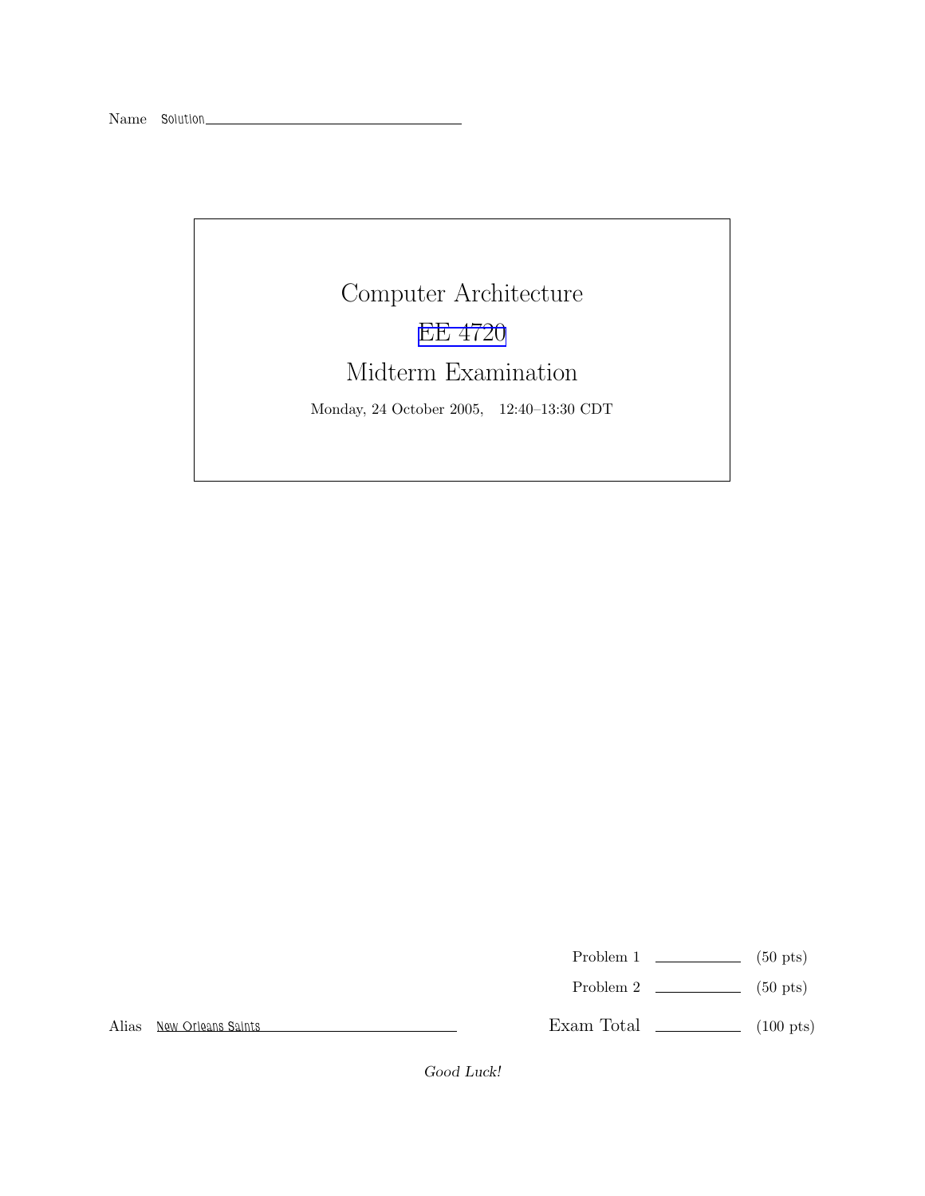Name Solution

# Computer Architecture

## EE 4720

## Midterm Examination

Monday, 24 October 2005, 12:40–13:30 CDT

| | | |
|---|---|---|
| Problem 1 | ________ | (50 pts) |
| Problem 2 | ________ | (50 pts) |
| Exam Total | ________ | (100 pts) |

Alias New Orleans Saints

*Good Luck!*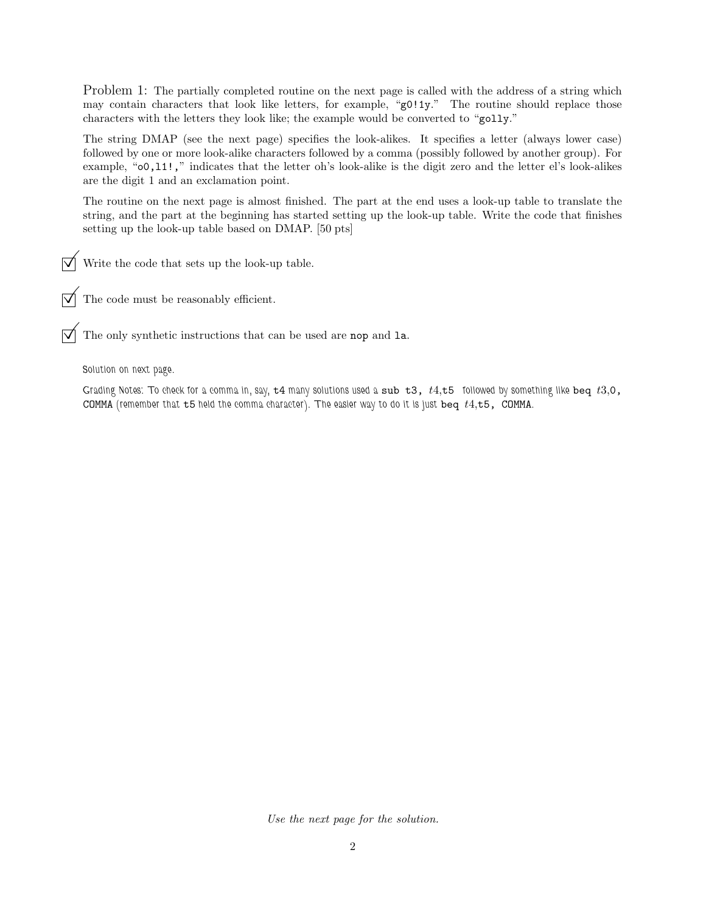Problem 1: The partially completed routine on the next page is called with the address of a string which may contain characters that look like letters, for example, "`g0!1y`." The routine should replace those characters with the letters they look like; the example would be converted to "`golly`."

The string DMAP (see the next page) specifies the look-alikes. It specifies a letter (always lower case) followed by one or more look-alike characters followed by a comma (possibly followed by another group). For example, "`o0,l1!,`" indicates that the letter oh's look-alike is the digit zero and the letter el's look-alikes are the digit 1 and an exclamation point.

The routine on the next page is almost finished. The part at the end uses a look-up table to translate the string, and the part at the beginning has started setting up the look-up table. Write the code that finishes setting up the look-up table based on DMAP. [50 pts]

- ☑ Write the code that sets up the look-up table.
- ☑ The code must be reasonably efficient.
- ☑ The only synthetic instructions that can be used are `nop` and `la`.

*Solution on next page.*

*Grading Notes:* To check for a comma in, say, `t4` many solutions used a `sub t3, t4,t5` followed by something like `beq t3,0, COMMA` (remember that `t5` held the comma character). The easier way to do it is just `beq t4,t5, COMMA`.

*Use the next page for the solution.*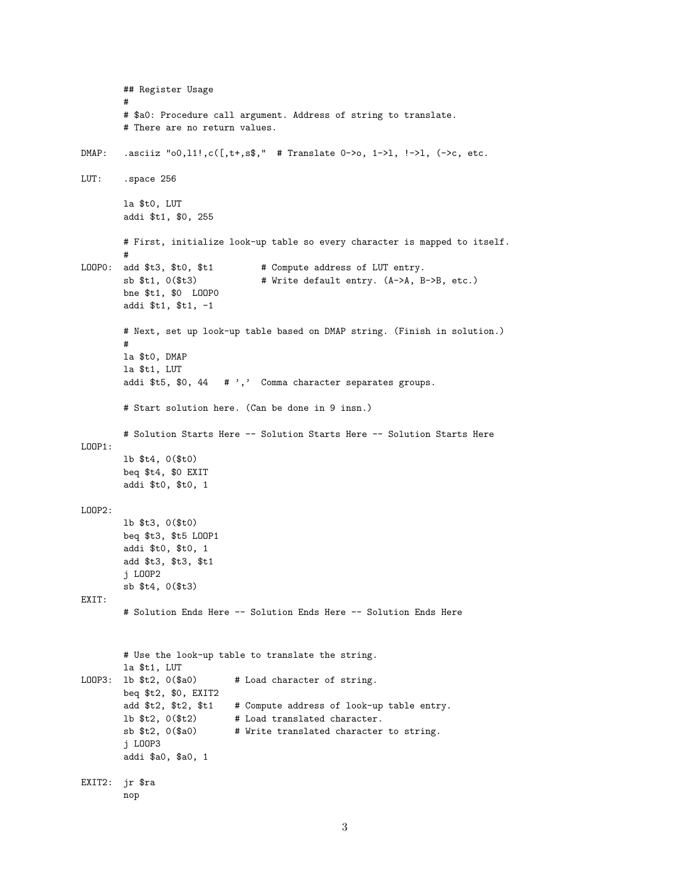```
        ## Register Usage
        #
        # $a0: Procedure call argument. Address of string to translate.
        # There are no return values.

DMAP:   .asciiz "o0,l1!,c([,t+,s$,"  # Translate 0->o, 1->l, !->l, (->c, etc.

LUT:    .space 256

        la $t0, LUT
        addi $t1, $0, 255

        # First, initialize look-up table so every character is mapped to itself.
        #
LOOP0:  add $t3, $t0, $t1         # Compute address of LUT entry.
        sb $t1, 0($t3)            # Write default entry. (A->A, B->B, etc.)
        bne $t1, $0  LOOP0
        addi $t1, $t1, -1

        # Next, set up look-up table based on DMAP string. (Finish in solution.)
        #
        la $t0, DMAP
        la $t1, LUT
        addi $t5, $0, 44   # ','  Comma character separates groups.

        # Start solution here. (Can be done in 9 insn.)

        # Solution Starts Here -- Solution Starts Here -- Solution Starts Here
LOOP1:
        lb $t4, 0($t0)
        beq $t4, $0 EXIT
        addi $t0, $t0, 1

LOOP2:
        lb $t3, 0($t0)
        beq $t3, $t5 LOOP1
        addi $t0, $t0, 1
        add $t3, $t3, $t1
        j LOOP2
        sb $t4, 0($t3)
EXIT:
        # Solution Ends Here -- Solution Ends Here -- Solution Ends Here


        # Use the look-up table to translate the string.
        la $t1, LUT
LOOP3:  lb $t2, 0($a0)       # Load character of string.
        beq $t2, $0, EXIT2
        add $t2, $t2, $t1    # Compute address of look-up table entry.
        lb $t2, 0($t2)       # Load translated character.
        sb $t2, 0($a0)       # Write translated character to string.
        j LOOP3
        addi $a0, $a0, 1

EXIT2:  jr $ra
        nop
```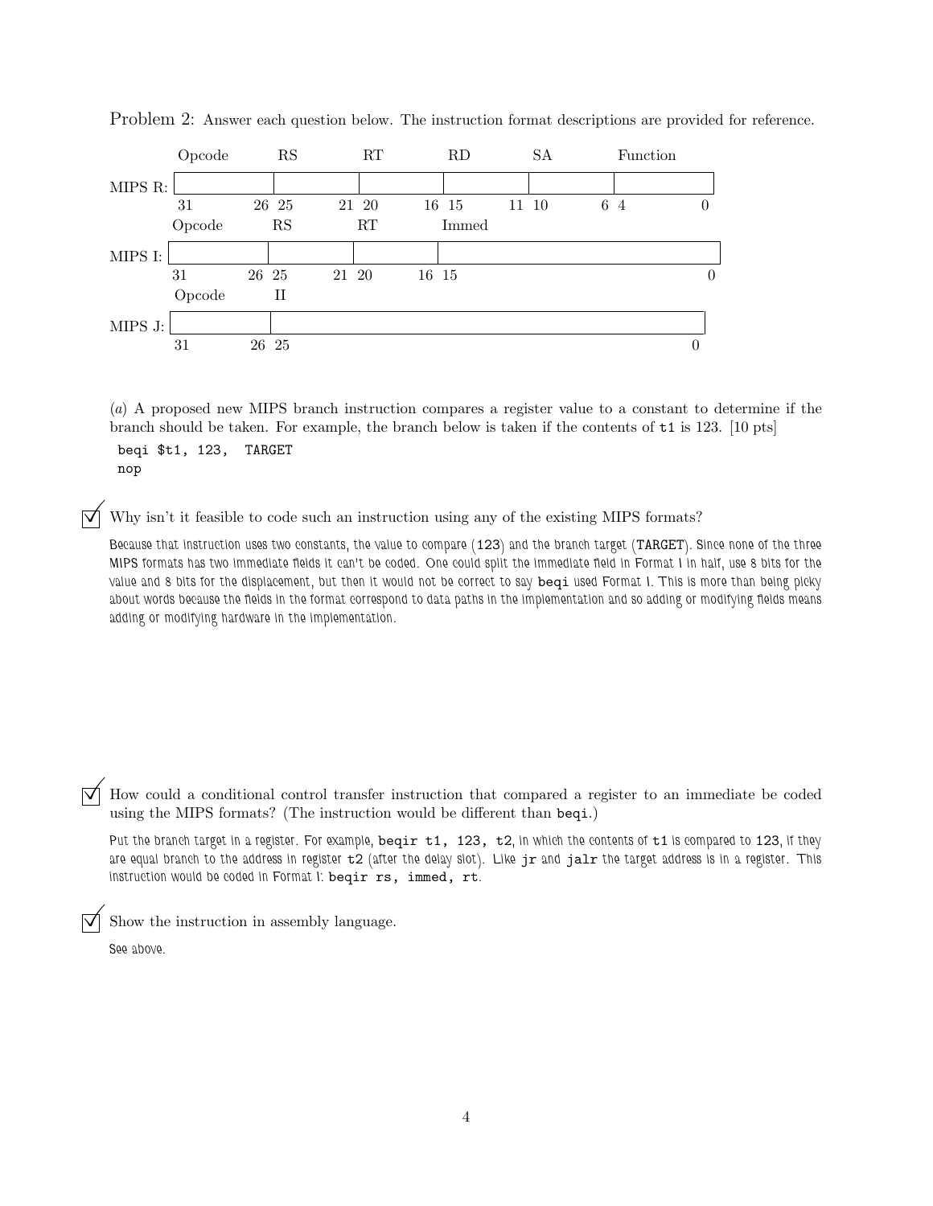Problem 2: Answer each question below. The instruction format descriptions are provided for reference.

| | Opcode | RS | RT | RD | SA | Function |
|---|---|---|---|---|---|---|
| MIPS R: | 31 26 | 25 21 | 20 16 | 15 11 | 10 6 | 4 0 |

| | Opcode | RS | RT | Immed |
|---|---|---|---|---|
| MIPS I: | 31 26 | 25 21 | 20 16 | 15 0 |

| | Opcode | II |
|---|---|---|
| MIPS J: | 31 26 | 25 0 |

(*a*) A proposed new MIPS branch instruction compares a register value to a constant to determine if the branch should be taken. For example, the branch below is taken if the contents of t1 is 123. [10 pts]

```
beqi $t1, 123,  TARGET
nop
```

☑ Why isn't it feasible to code such an instruction using any of the existing MIPS formats?

Because that instruction uses two constants, the value to compare (123) and the branch target (TARGET). Since none of the three MIPS formats has two immediate fields it can't be coded. One could split the immediate field in Format I in half, use 8 bits for the value and 8 bits for the displacement, but then it would not be correct to say `beqi` used Format I. This is more than being picky about words because the fields in the format correspond to data paths in the implementation and so adding or modifying fields means adding or modifying hardware in the implementation.

☑ How could a conditional control transfer instruction that compared a register to an immediate be coded using the MIPS formats? (The instruction would be different than `beqi`.)

Put the branch target in a register. For example, `beqir t1, 123, t2`, in which the contents of `t1` is compared to `123`, if they are equal branch to the address in register `t2` (after the delay slot). Like `jr` and `jalr` the target address is in a register. This instruction would be coded in Format I: `beqir rs, immed, rt`.

☑ Show the instruction in assembly language.

See above.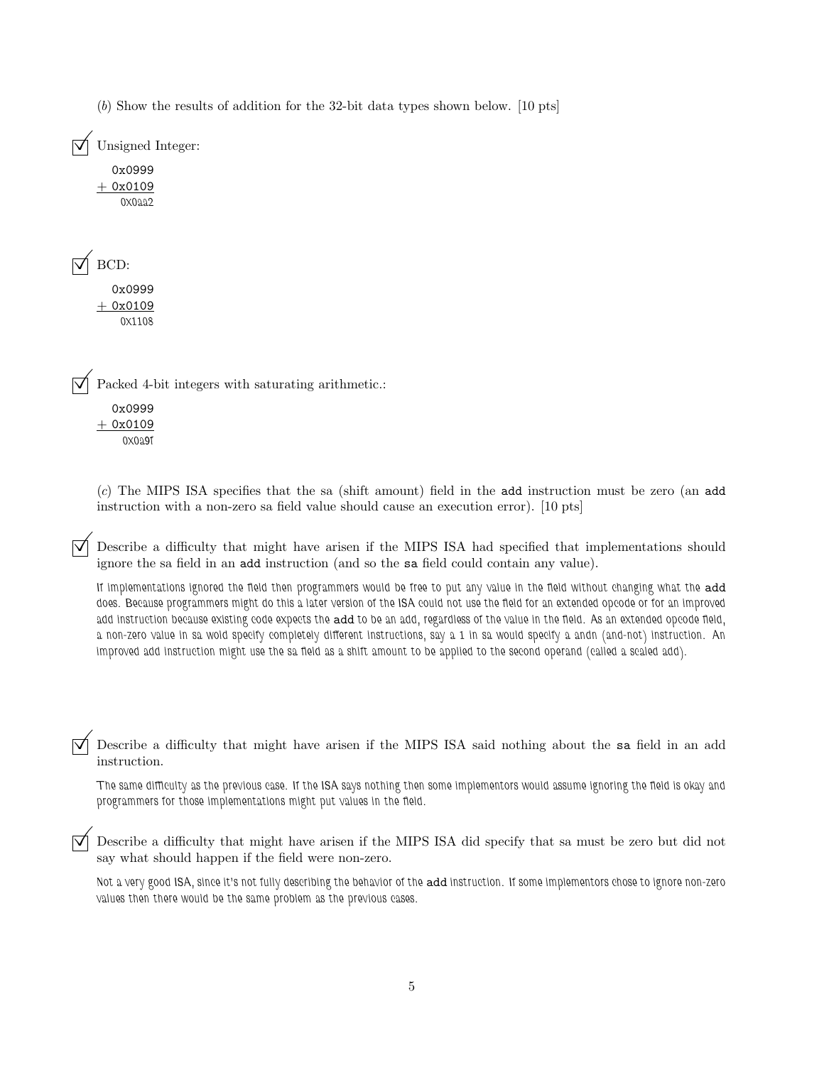(*b*) Show the results of addition for the 32-bit data types shown below. [10 pts]

☑ Unsigned Integer:

```
  0x0999
+ 0x0109
  0x0aa2
```

☑ BCD:

```
  0x0999
+ 0x0109
  0x1108
```

☑ Packed 4-bit integers with saturating arithmetic.:

```
  0x0999
+ 0x0109
  0x0a9f
```

(*c*) The MIPS ISA specifies that the sa (shift amount) field in the `add` instruction must be zero (an `add` instruction with a non-zero sa field value should cause an execution error). [10 pts]

☑ Describe a difficulty that might have arisen if the MIPS ISA had specified that implementations should ignore the sa field in an `add` instruction (and so the `sa` field could contain any value).

If implementations ignored the field then programmers would be free to put any value in the field without changing what the `add` does. Because programmers might do this a later version of the ISA could not use the field for an extended opcode or for an improved add instruction because existing code expects the `add` to be an add, regardless of the value in the field. As an extended opcode field, a non-zero value in sa wold specify completely different instructions, say a 1 in sa would specify a andn (and-not) instruction. An improved add instruction might use the sa field as a shift amount to be applied to the second operand (called a scaled add).

☑ Describe a difficulty that might have arisen if the MIPS ISA said nothing about the `sa` field in an add instruction.

The same difficulty as the previous case. If the ISA says nothing then some implementors would assume ignoring the field is okay and programmers for those implementations might put values in the field.

☑ Describe a difficulty that might have arisen if the MIPS ISA did specify that sa must be zero but did not say what should happen if the field were non-zero.

Not a very good ISA, since it's not fully describing the behavior of the `add` instruction. If some implementors chose to ignore non-zero values then there would be the same problem as the previous cases.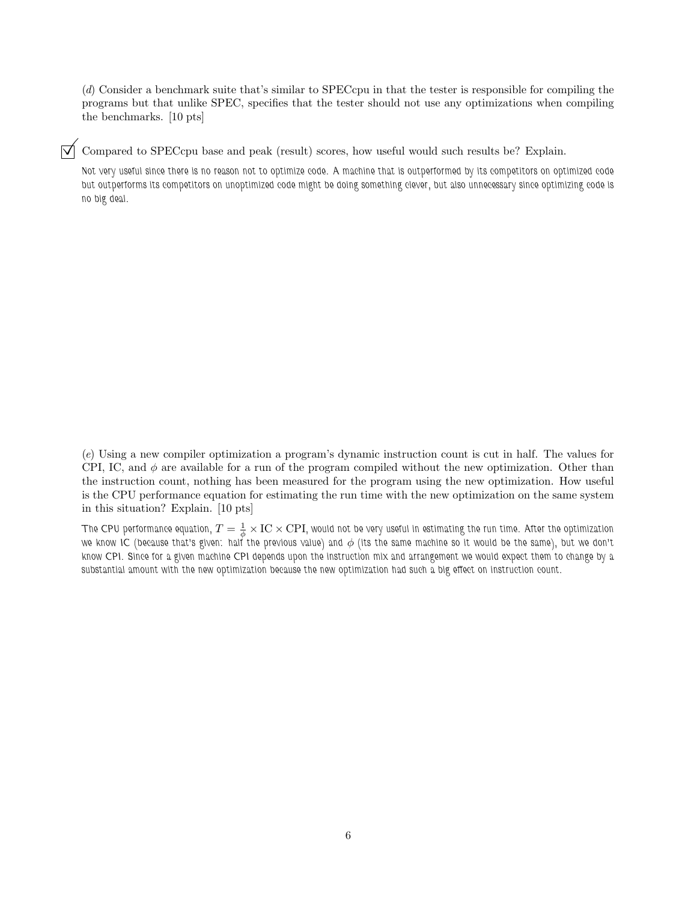(*d*) Consider a benchmark suite that's similar to SPECcpu in that the tester is responsible for compiling the programs but that unlike SPEC, specifies that the tester should not use any optimizations when compiling the benchmarks. [10 pts]

☑ Compared to SPECcpu base and peak (result) scores, how useful would such results be? Explain.

Not very useful since there is no reason not to optimize code. A machine that is outperformed by its competitors on optimized code but outperforms its competitors on unoptimized code might be doing something clever, but also unnecessary since optimizing code is no big deal.

(*e*) Using a new compiler optimization a program's dynamic instruction count is cut in half. The values for CPI, IC, and $\phi$ are available for a run of the program compiled without the new optimization. Other than the instruction count, nothing has been measured for the program using the new optimization. How useful is the CPU performance equation for estimating the run time with the new optimization on the same system in this situation? Explain. [10 pts]

The CPU performance equation, $T = \frac{1}{\phi} \times \text{IC} \times \text{CPI}$, would not be very useful in estimating the run time. After the optimization we know IC (because that's given: half the previous value) and $\phi$ (its the same machine so it would be the same), but we don't know CPI. Since for a given machine CPI depends upon the instruction mix and arrangement we would expect them to change by a substantial amount with the new optimization because the new optimization had such a big effect on instruction count.